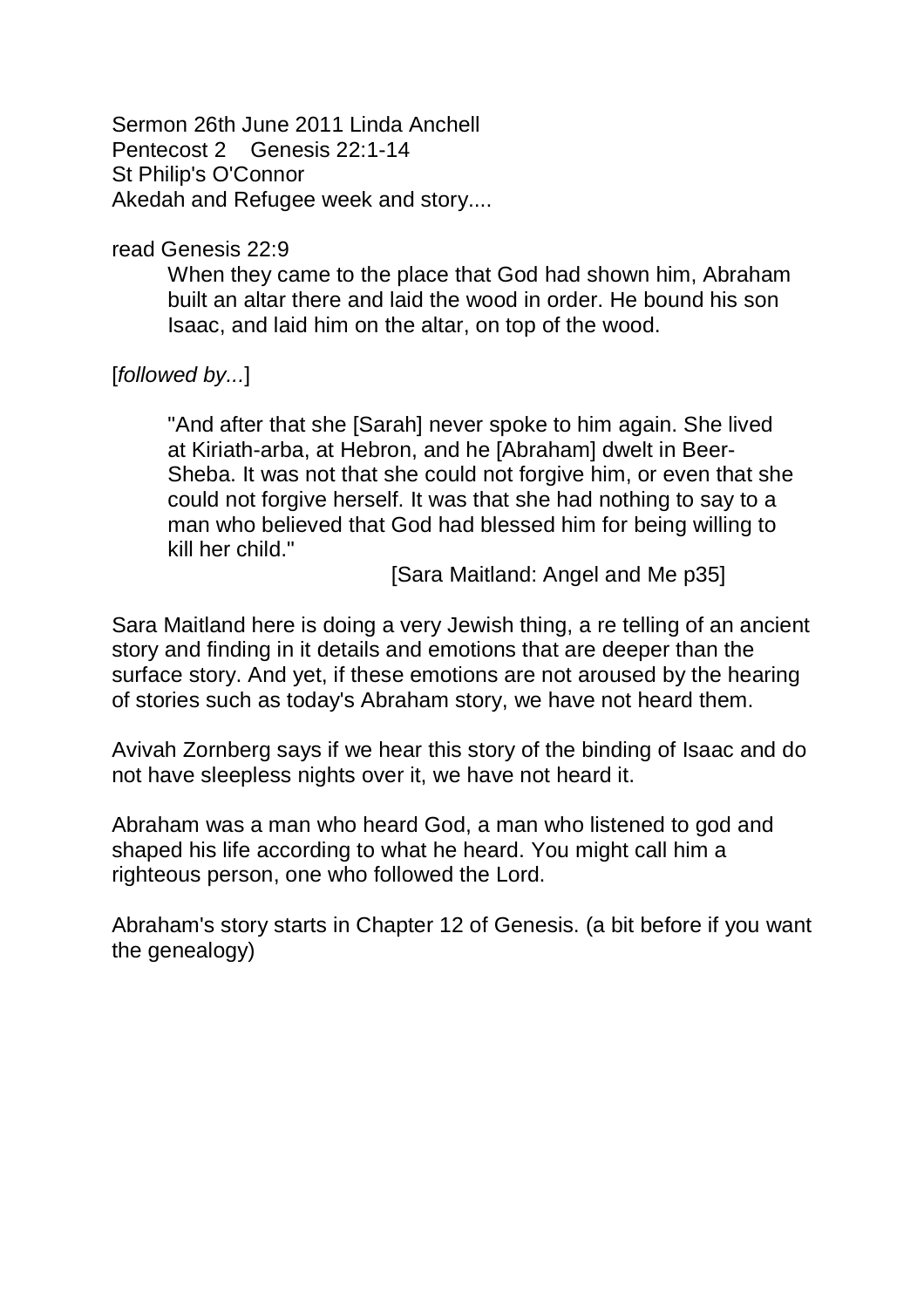Sermon 26th June 2011 Linda Anchell
Pentecost 2 Genesis 22:1-14
St Philip's O'Connor
Akedah and Refugee week and story....

read Genesis 22:9

> When they came to the place that God had shown him, Abraham built an altar there and laid the wood in order. He bound his son Isaac, and laid him on the altar, on top of the wood.

[*followed by...*]

> "And after that she [Sarah] never spoke to him again. She lived at Kiriath-arba, at Hebron, and he [Abraham] dwelt in Beer-Sheba. It was not that she could not forgive him, or even that she could not forgive herself. It was that she had nothing to say to a man who believed that God had blessed him for being willing to kill her child."
>
> [Sara Maitland: Angel and Me p35]

Sara Maitland here is doing a very Jewish thing, a re telling of an ancient story and finding in it details and emotions that are deeper than the surface story. And yet, if these emotions are not aroused by the hearing of stories such as today's Abraham story, we have not heard them.

Avivah Zornberg says if we hear this story of the binding of Isaac and do not have sleepless nights over it, we have not heard it.

Abraham was a man who heard God, a man who listened to god and shaped his life according to what he heard. You might call him a righteous person, one who followed the Lord.

Abraham's story starts in Chapter 12 of Genesis. (a bit before if you want the genealogy)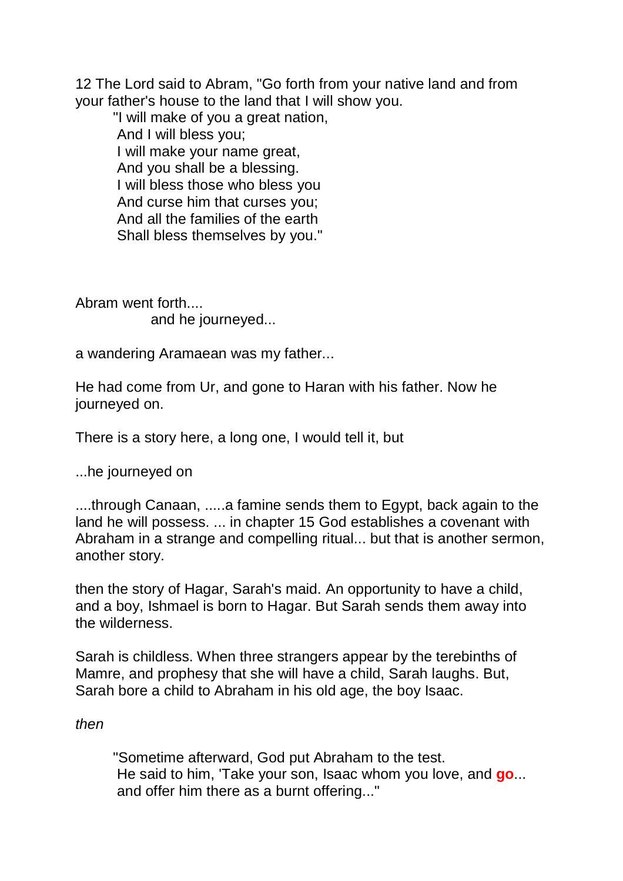12 The Lord said to Abram, "Go forth from your native land and from your father's house to the land that I will show you.

> "I will make of you a great nation,
> And I will bless you;
> I will make your name great,
> And you shall be a blessing.
> I will bless those who bless you
> And curse him that curses you;
> And all the families of the earth
> Shall bless themselves by you."

Abram went forth....
and he journeyed...

a wandering Aramaean was my father...

He had come from Ur, and gone to Haran with his father. Now he journeyed on.

There is a story here, a long one, I would tell it, but

...he journeyed on

....through Canaan, .....a famine sends them to Egypt, back again to the land he will possess. ... in chapter 15 God establishes a covenant with Abraham in a strange and compelling ritual... but that is another sermon, another story.

then the story of Hagar, Sarah's maid. An opportunity to have a child, and a boy, Ishmael is born to Hagar. But Sarah sends them away into the wilderness.

Sarah is childless. When three strangers appear by the terebinths of Mamre, and prophesy that she will have a child, Sarah laughs. But, Sarah bore a child to Abraham in his old age, the boy Isaac.

*then*

> "Sometime afterward, God put Abraham to the test.
> He said to him, 'Take your son, Isaac whom you love, and **go**...
> and offer him there as a burnt offering..."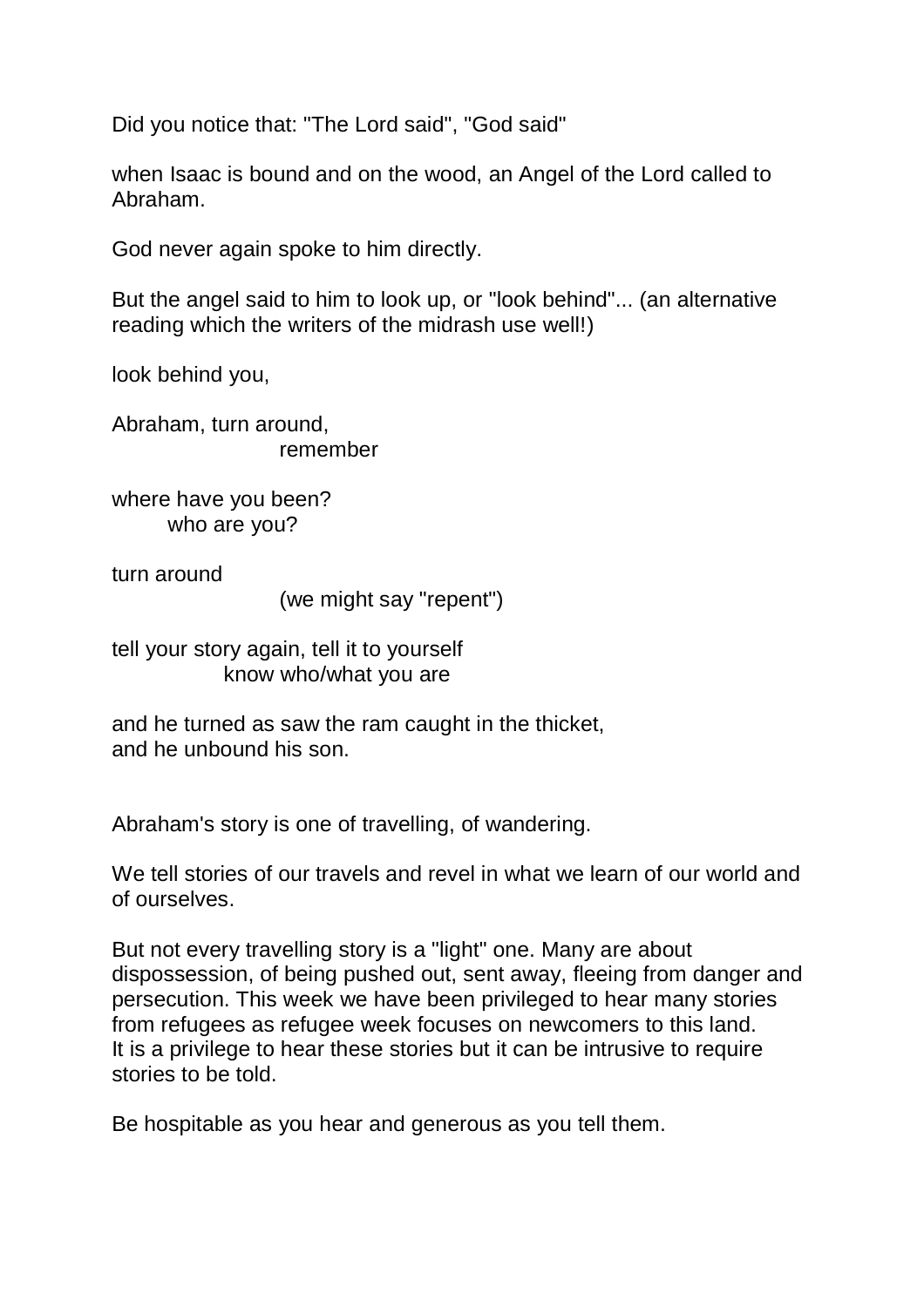Did you notice that: "The Lord said", "God said"

when Isaac is bound and on the wood, an Angel of the Lord called to Abraham.

God never again spoke to him directly.

But the angel said to him to look up, or "look behind"... (an alternative reading which the writers of the midrash use well!)

look behind you,

Abraham, turn around,
remember

where have you been?
who are you?

turn around
(we might say "repent")

tell your story again, tell it to yourself
know who/what you are

and he turned as saw the ram caught in the thicket,
and he unbound his son.

Abraham's story is one of travelling, of wandering.

We tell stories of our travels and revel in what we learn of our world and of ourselves.

But not every travelling story is a "light" one. Many are about dispossession, of being pushed out, sent away, fleeing from danger and persecution. This week we have been privileged to hear many stories from refugees as refugee week focuses on newcomers to this land.
It is a privilege to hear these stories but it can be intrusive to require stories to be told.

Be hospitable as you hear and generous as you tell them.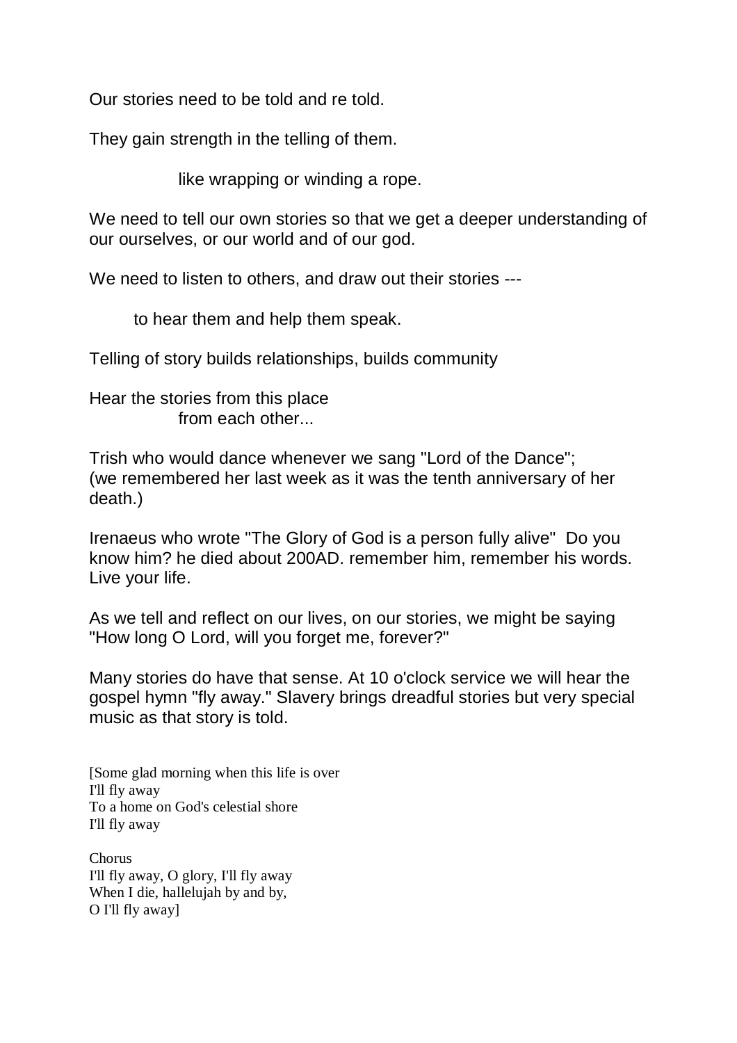Our stories need to be told and re told.

They gain strength in the telling of them.

like wrapping or winding a rope.

We need to tell our own stories so that we get a deeper understanding of our ourselves, or our world and of our god.

We need to listen to others, and draw out their stories ---

to hear them and help them speak.

Telling of story builds relationships, builds community

Hear the stories from this place
from each other...

Trish who would dance whenever we sang "Lord of the Dance";
(we remembered her last week as it was the tenth anniversary of her death.)

Irenaeus who wrote "The Glory of God is a person fully alive" Do you know him? he died about 200AD. remember him, remember his words. Live your life.

As we tell and reflect on our lives, on our stories, we might be saying "How long O Lord, will you forget me, forever?"

Many stories do have that sense. At 10 o'clock service we will hear the gospel hymn "fly away." Slavery brings dreadful stories but very special music as that story is told.

[Some glad morning when this life is over
I'll fly away
To a home on God's celestial shore
I'll fly away

Chorus
I'll fly away, O glory, I'll fly away
When I die, hallelujah by and by,
O I'll fly away]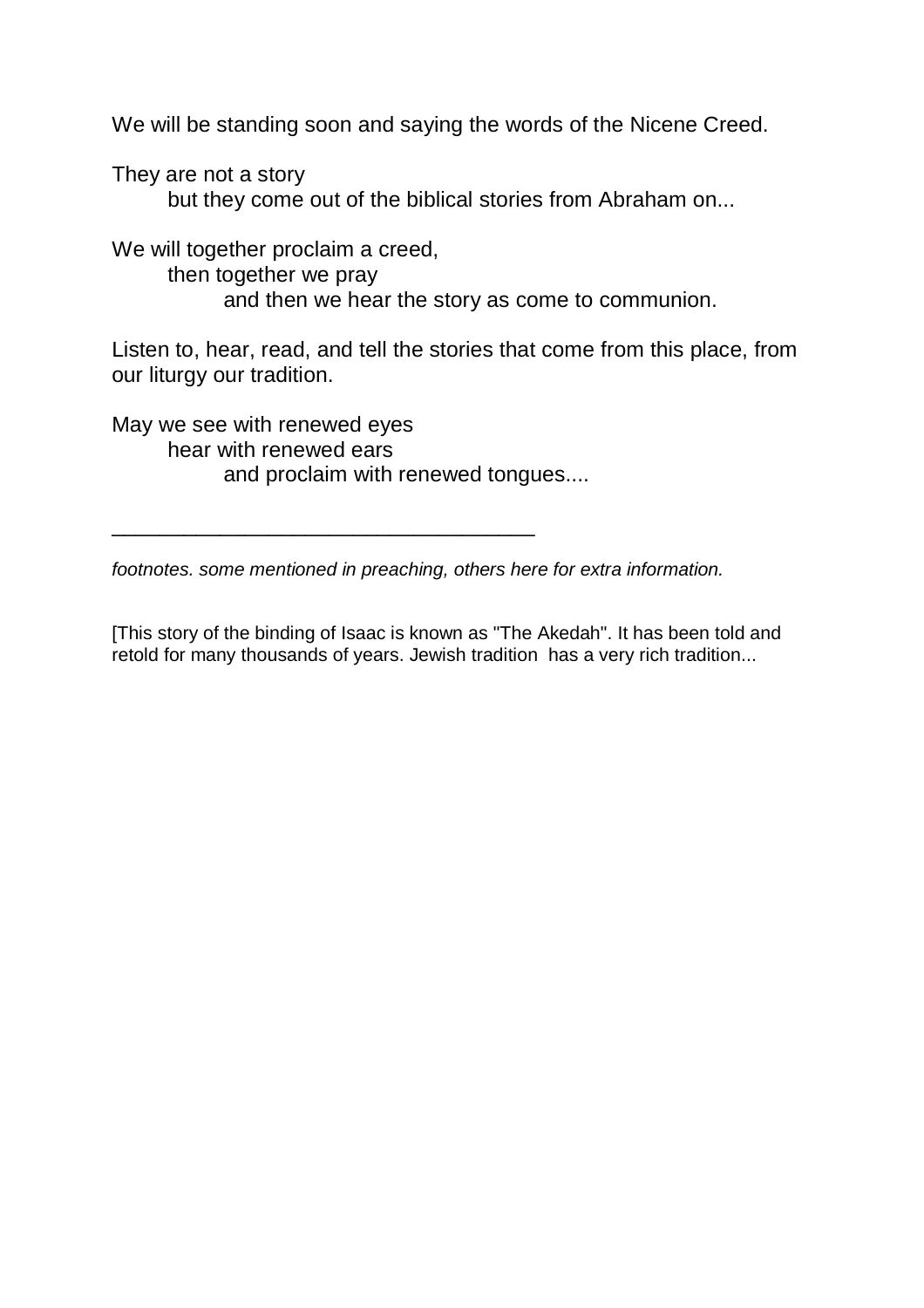We will be standing soon and saying the words of the Nicene Creed.

They are not a story  
    but they come out of the biblical stories from Abraham on...

We will together proclaim a creed,  
    then together we pray  
        and then we hear the story as come to communion.

Listen to, hear, read, and tell the stories that come from this place, from our liturgy our tradition.

May we see with renewed eyes  
    hear with renewed ears  
        and proclaim with renewed tongues....

---

*footnotes. some mentioned in preaching, others here for extra information.*

[This story of the binding of Isaac is known as "The Akedah". It has been told and retold for many thousands of years. Jewish tradition has a very rich tradition...